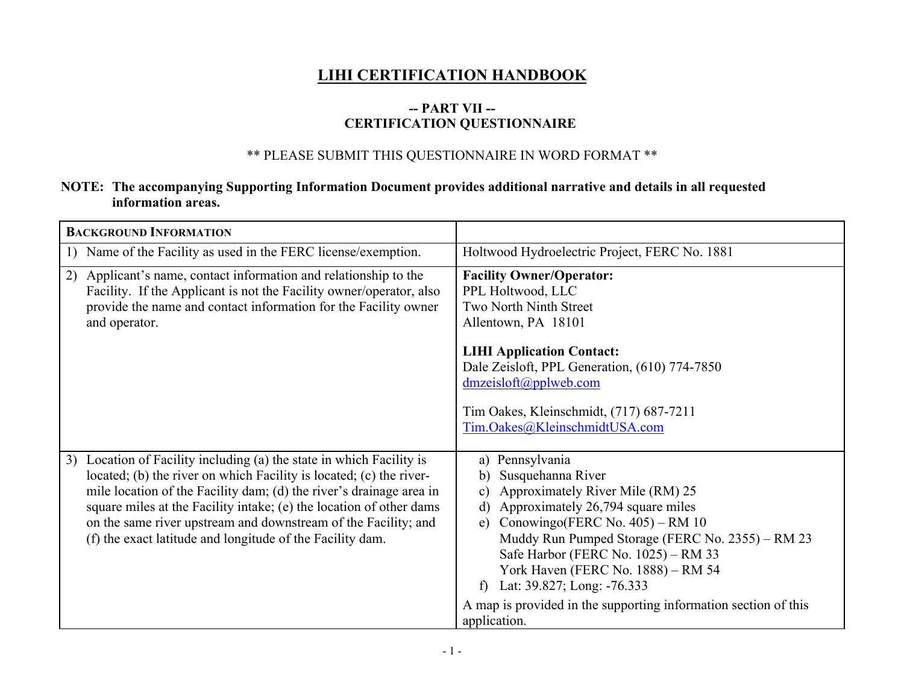# LIHI CERTIFICATION HANDBOOK

## -- PART VII -- CERTIFICATION QUESTIONNAIRE

** PLEASE SUBMIT THIS QUESTIONNAIRE IN WORD FORMAT **

**NOTE: The accompanying Supporting Information Document provides additional narrative and details in all requested information areas.**

| **BACKGROUND INFORMATION** | |
|---|---|
| 1) Name of the Facility as used in the FERC license/exemption. | Holtwood Hydroelectric Project, FERC No. 1881 |
| 2) Applicant's name, contact information and relationship to the Facility. If the Applicant is not the Facility owner/operator, also provide the name and contact information for the Facility owner and operator. | **Facility Owner/Operator:**<br>PPL Holtwood, LLC<br>Two North Ninth Street<br>Allentown, PA 18101<br><br>**LIHI Application Contact:**<br>Dale Zeisloft, PPL Generation, (610) 774-7850<br>dmzeisloft@pplweb.com<br><br>Tim Oakes, Kleinschmidt, (717) 687-7211<br>Tim.Oakes@KleinschmidtUSA.com |
| 3) Location of Facility including (a) the state in which Facility is located; (b) the river on which Facility is located; (c) the river-mile location of the Facility dam; (d) the river's drainage area in square miles at the Facility intake; (e) the location of other dams on the same river upstream and downstream of the Facility; and (f) the exact latitude and longitude of the Facility dam. | a) Pennsylvania<br>b) Susquehanna River<br>c) Approximately River Mile (RM) 25<br>d) Approximately 26,794 square miles<br>e) Conowingo(FERC No. 405) – RM 10<br>Muddy Run Pumped Storage (FERC No. 2355) – RM 23<br>Safe Harbor (FERC No. 1025) – RM 33<br>York Haven (FERC No. 1888) – RM 54<br>f) Lat: 39.827; Long: -76.333<br><br>A map is provided in the supporting information section of this application. |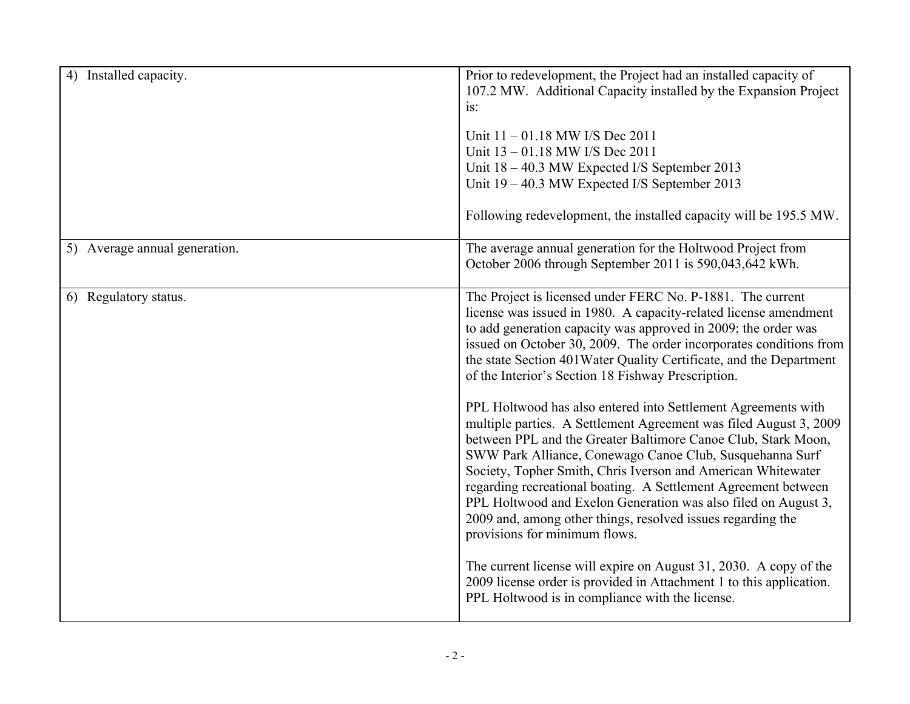| | |
|---|---|
| 4) Installed capacity. | Prior to redevelopment, the Project had an installed capacity of 107.2 MW. Additional Capacity installed by the Expansion Project is:<br><br>Unit 11 – 01.18 MW I/S Dec 2011<br>Unit 13 – 01.18 MW I/S Dec 2011<br>Unit 18 – 40.3 MW Expected I/S September 2013<br>Unit 19 – 40.3 MW Expected I/S September 2013<br><br>Following redevelopment, the installed capacity will be 195.5 MW. |
| 5) Average annual generation. | The average annual generation for the Holtwood Project from October 2006 through September 2011 is 590,043,642 kWh. |
| 6) Regulatory status. | The Project is licensed under FERC No. P-1881. The current license was issued in 1980. A capacity-related license amendment to add generation capacity was approved in 2009; the order was issued on October 30, 2009. The order incorporates conditions from the state Section 401Water Quality Certificate, and the Department of the Interior's Section 18 Fishway Prescription.<br><br>PPL Holtwood has also entered into Settlement Agreements with multiple parties. A Settlement Agreement was filed August 3, 2009 between PPL and the Greater Baltimore Canoe Club, Stark Moon, SWW Park Alliance, Conewago Canoe Club, Susquehanna Surf Society, Topher Smith, Chris Iverson and American Whitewater regarding recreational boating. A Settlement Agreement between PPL Holtwood and Exelon Generation was also filed on August 3, 2009 and, among other things, resolved issues regarding the provisions for minimum flows.<br><br>The current license will expire on August 31, 2030. A copy of the 2009 license order is provided in Attachment 1 to this application. PPL Holtwood is in compliance with the license. |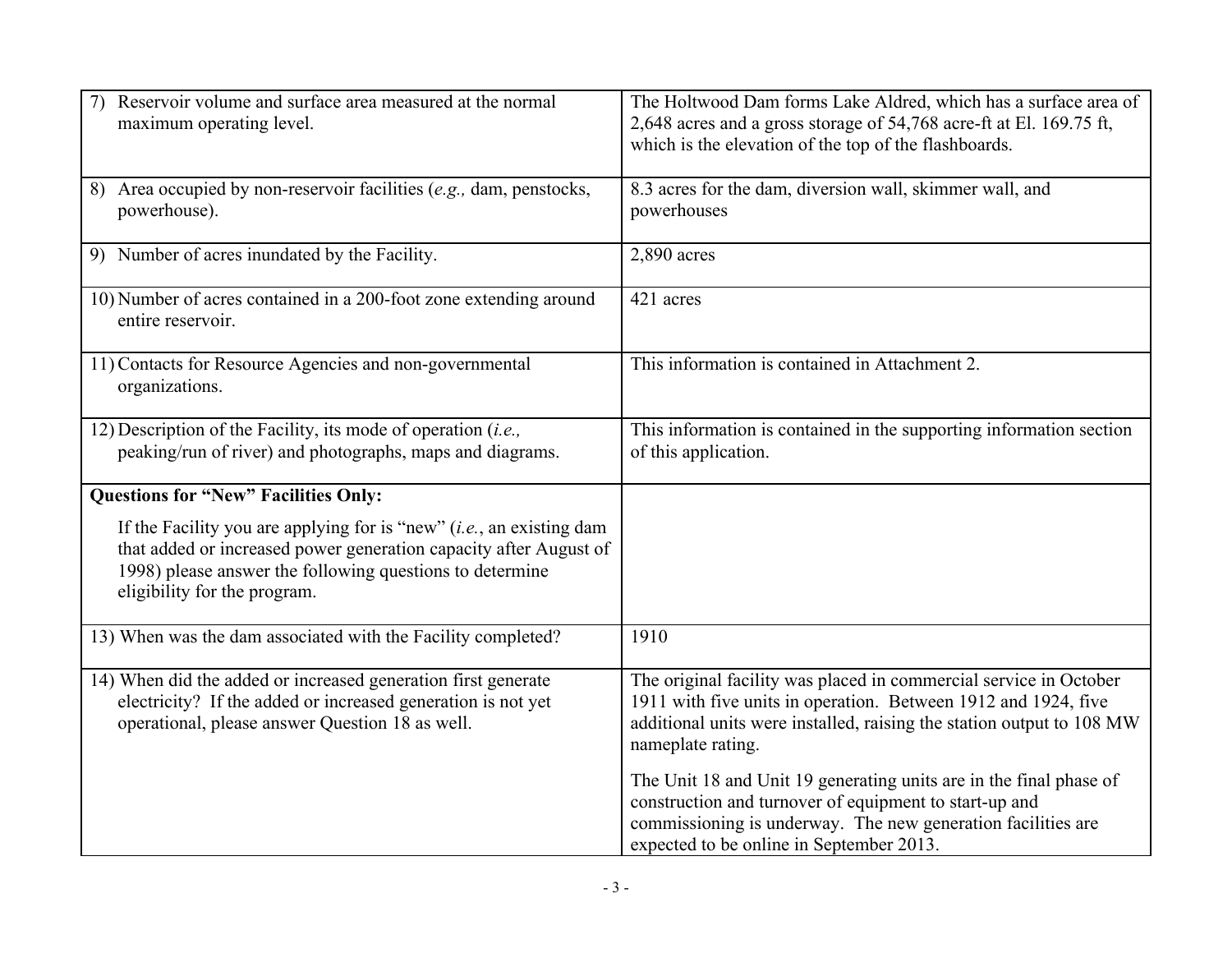| | |
|---|---|
| 7) Reservoir volume and surface area measured at the normal maximum operating level. | The Holtwood Dam forms Lake Aldred, which has a surface area of 2,648 acres and a gross storage of 54,768 acre-ft at El. 169.75 ft, which is the elevation of the top of the flashboards. |
| 8) Area occupied by non-reservoir facilities (*e.g.,* dam, penstocks, powerhouse). | 8.3 acres for the dam, diversion wall, skimmer wall, and powerhouses |
| 9) Number of acres inundated by the Facility. | 2,890 acres |
| 10) Number of acres contained in a 200-foot zone extending around entire reservoir. | 421 acres |
| 11) Contacts for Resource Agencies and non-governmental organizations. | This information is contained in Attachment 2. |
| 12) Description of the Facility, its mode of operation (*i.e.,* peaking/run of river) and photographs, maps and diagrams. | This information is contained in the supporting information section of this application. |
| **Questions for "New" Facilities Only:**<br><br>If the Facility you are applying for is "new" (*i.e.*, an existing dam that added or increased power generation capacity after August of 1998) please answer the following questions to determine eligibility for the program. | |
| 13) When was the dam associated with the Facility completed? | 1910 |
| 14) When did the added or increased generation first generate electricity? If the added or increased generation is not yet operational, please answer Question 18 as well. | The original facility was placed in commercial service in October 1911 with five units in operation. Between 1912 and 1924, five additional units were installed, raising the station output to 108 MW nameplate rating.<br><br>The Unit 18 and Unit 19 generating units are in the final phase of construction and turnover of equipment to start-up and commissioning is underway. The new generation facilities are expected to be online in September 2013. |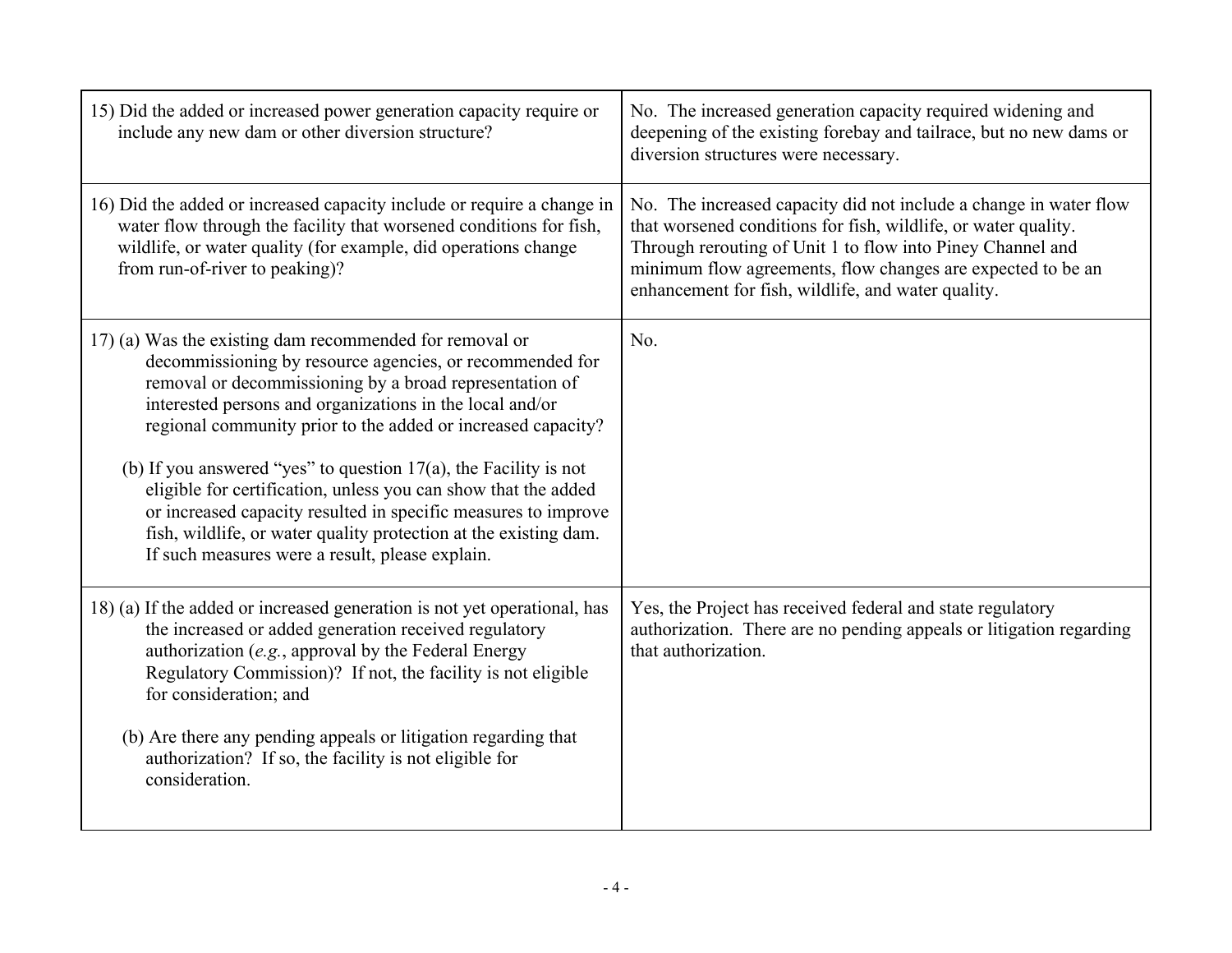| | |
|---|---|
| 15) Did the added or increased power generation capacity require or include any new dam or other diversion structure? | No. The increased generation capacity required widening and deepening of the existing forebay and tailrace, but no new dams or diversion structures were necessary. |
| 16) Did the added or increased capacity include or require a change in water flow through the facility that worsened conditions for fish, wildlife, or water quality (for example, did operations change from run-of-river to peaking)? | No. The increased capacity did not include a change in water flow that worsened conditions for fish, wildlife, or water quality. Through rerouting of Unit 1 to flow into Piney Channel and minimum flow agreements, flow changes are expected to be an enhancement for fish, wildlife, and water quality. |
| 17) (a) Was the existing dam recommended for removal or decommissioning by resource agencies, or recommended for removal or decommissioning by a broad representation of interested persons and organizations in the local and/or regional community prior to the added or increased capacity?<br><br>(b) If you answered "yes" to question 17(a), the Facility is not eligible for certification, unless you can show that the added or increased capacity resulted in specific measures to improve fish, wildlife, or water quality protection at the existing dam. If such measures were a result, please explain. | No. |
| 18) (a) If the added or increased generation is not yet operational, has the increased or added generation received regulatory authorization (*e.g.*, approval by the Federal Energy Regulatory Commission)? If not, the facility is not eligible for consideration; and<br><br>(b) Are there any pending appeals or litigation regarding that authorization? If so, the facility is not eligible for consideration. | Yes, the Project has received federal and state regulatory authorization. There are no pending appeals or litigation regarding that authorization. |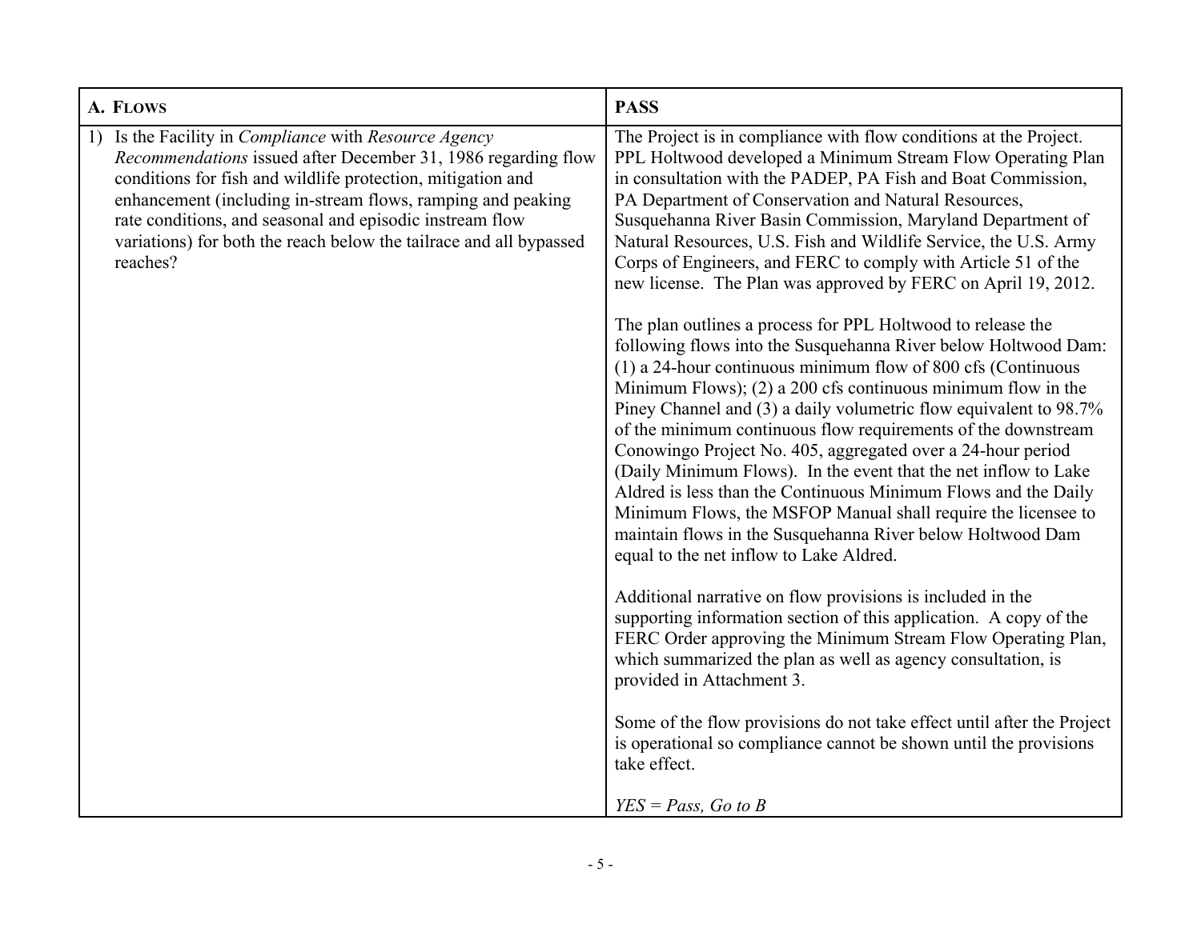| A. FLOWS | PASS |
| --- | --- |
| 1) Is the Facility in *Compliance* with *Resource Agency Recommendations* issued after December 31, 1986 regarding flow conditions for fish and wildlife protection, mitigation and enhancement (including in-stream flows, ramping and peaking rate conditions, and seasonal and episodic instream flow variations) for both the reach below the tailrace and all bypassed reaches? | The Project is in compliance with flow conditions at the Project. PPL Holtwood developed a Minimum Stream Flow Operating Plan in consultation with the PADEP, PA Fish and Boat Commission, PA Department of Conservation and Natural Resources, Susquehanna River Basin Commission, Maryland Department of Natural Resources, U.S. Fish and Wildlife Service, the U.S. Army Corps of Engineers, and FERC to comply with Article 51 of the new license. The Plan was approved by FERC on April 19, 2012.<br><br>The plan outlines a process for PPL Holtwood to release the following flows into the Susquehanna River below Holtwood Dam: (1) a 24-hour continuous minimum flow of 800 cfs (Continuous Minimum Flows); (2) a 200 cfs continuous minimum flow in the Piney Channel and (3) a daily volumetric flow equivalent to 98.7% of the minimum continuous flow requirements of the downstream Conowingo Project No. 405, aggregated over a 24-hour period (Daily Minimum Flows). In the event that the net inflow to Lake Aldred is less than the Continuous Minimum Flows and the Daily Minimum Flows, the MSFOP Manual shall require the licensee to maintain flows in the Susquehanna River below Holtwood Dam equal to the net inflow to Lake Aldred.<br><br>Additional narrative on flow provisions is included in the supporting information section of this application. A copy of the FERC Order approving the Minimum Stream Flow Operating Plan, which summarized the plan as well as agency consultation, is provided in Attachment 3.<br><br>Some of the flow provisions do not take effect until after the Project is operational so compliance cannot be shown until the provisions take effect.<br><br>*YES = Pass, Go to B* |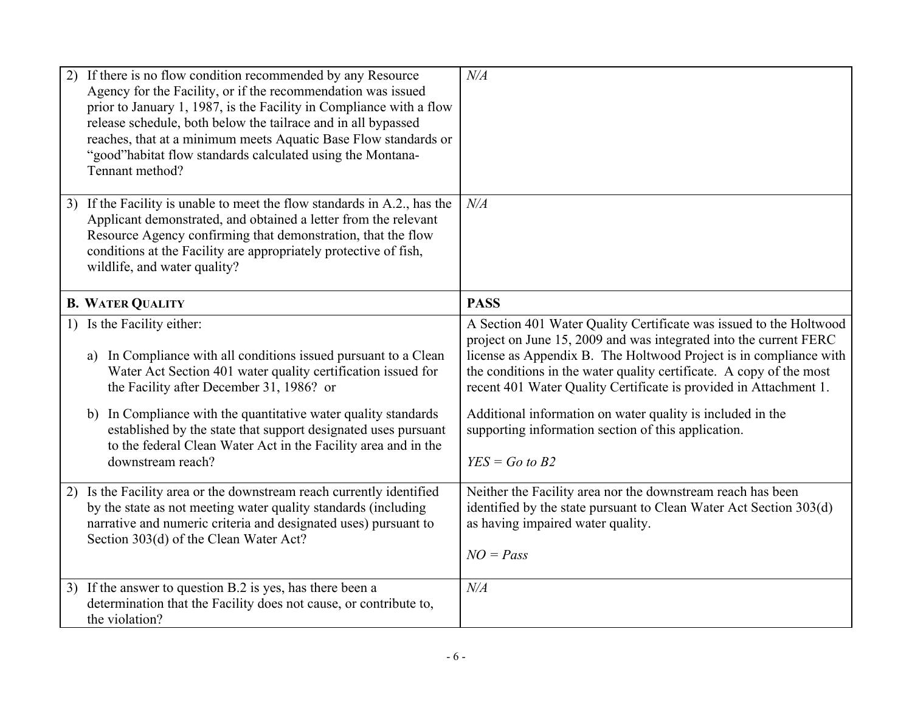| | |
|---|---|
| 2) If there is no flow condition recommended by any Resource Agency for the Facility, or if the recommendation was issued prior to January 1, 1987, is the Facility in Compliance with a flow release schedule, both below the tailrace and in all bypassed reaches, that at a minimum meets Aquatic Base Flow standards or "good"habitat flow standards calculated using the Montana-Tennant method? | *N/A* |
| 3) If the Facility is unable to meet the flow standards in A.2., has the Applicant demonstrated, and obtained a letter from the relevant Resource Agency confirming that demonstration, that the flow conditions at the Facility are appropriately protective of fish, wildlife, and water quality? | *N/A* |
| **B. WATER QUALITY** | **PASS** |
| 1) Is the Facility either:<br><br>a) In Compliance with all conditions issued pursuant to a Clean Water Act Section 401 water quality certification issued for the Facility after December 31, 1986? or<br><br>b) In Compliance with the quantitative water quality standards established by the state that support designated uses pursuant to the federal Clean Water Act in the Facility area and in the downstream reach? | A Section 401 Water Quality Certificate was issued to the Holtwood project on June 15, 2009 and was integrated into the current FERC license as Appendix B. The Holtwood Project is in compliance with the conditions in the water quality certificate. A copy of the most recent 401 Water Quality Certificate is provided in Attachment 1.<br><br>Additional information on water quality is included in the supporting information section of this application.<br><br>*YES = Go to B2* |
| 2) Is the Facility area or the downstream reach currently identified by the state as not meeting water quality standards (including narrative and numeric criteria and designated uses) pursuant to Section 303(d) of the Clean Water Act? | Neither the Facility area nor the downstream reach has been identified by the state pursuant to Clean Water Act Section 303(d) as having impaired water quality.<br><br>*NO = Pass* |
| 3) If the answer to question B.2 is yes, has there been a determination that the Facility does not cause, or contribute to, the violation? | *N/A* |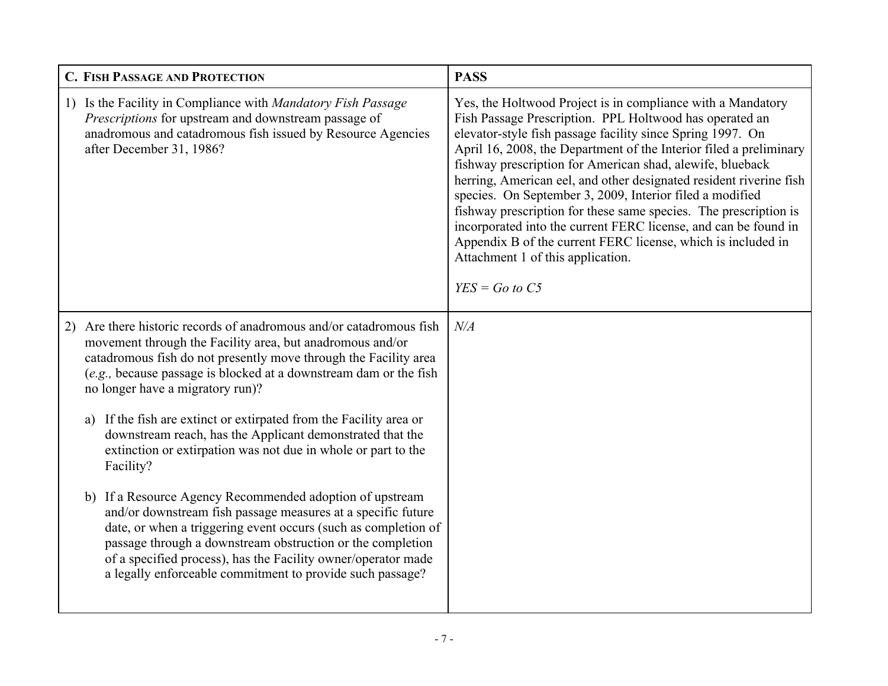| C. FISH PASSAGE AND PROTECTION | PASS |
|---|---|
| 1) Is the Facility in Compliance with *Mandatory Fish Passage Prescriptions* for upstream and downstream passage of anadromous and catadromous fish issued by Resource Agencies after December 31, 1986? | Yes, the Holtwood Project is in compliance with a Mandatory Fish Passage Prescription. PPL Holtwood has operated an elevator-style fish passage facility since Spring 1997. On April 16, 2008, the Department of the Interior filed a preliminary fishway prescription for American shad, alewife, blueback herring, American eel, and other designated resident riverine fish species. On September 3, 2009, Interior filed a modified fishway prescription for these same species. The prescription is incorporated into the current FERC license, and can be found in Appendix B of the current FERC license, which is included in Attachment 1 of this application.<br><br>*YES = Go to C5* |
| 2) Are there historic records of anadromous and/or catadromous fish movement through the Facility area, but anadromous and/or catadromous fish do not presently move through the Facility area (*e.g.,* because passage is blocked at a downstream dam or the fish no longer have a migratory run)?<br><br>a) If the fish are extinct or extirpated from the Facility area or downstream reach, has the Applicant demonstrated that the extinction or extirpation was not due in whole or part to the Facility?<br><br>b) If a Resource Agency Recommended adoption of upstream and/or downstream fish passage measures at a specific future date, or when a triggering event occurs (such as completion of passage through a downstream obstruction or the completion of a specified process), has the Facility owner/operator made a legally enforceable commitment to provide such passage? | *N/A* |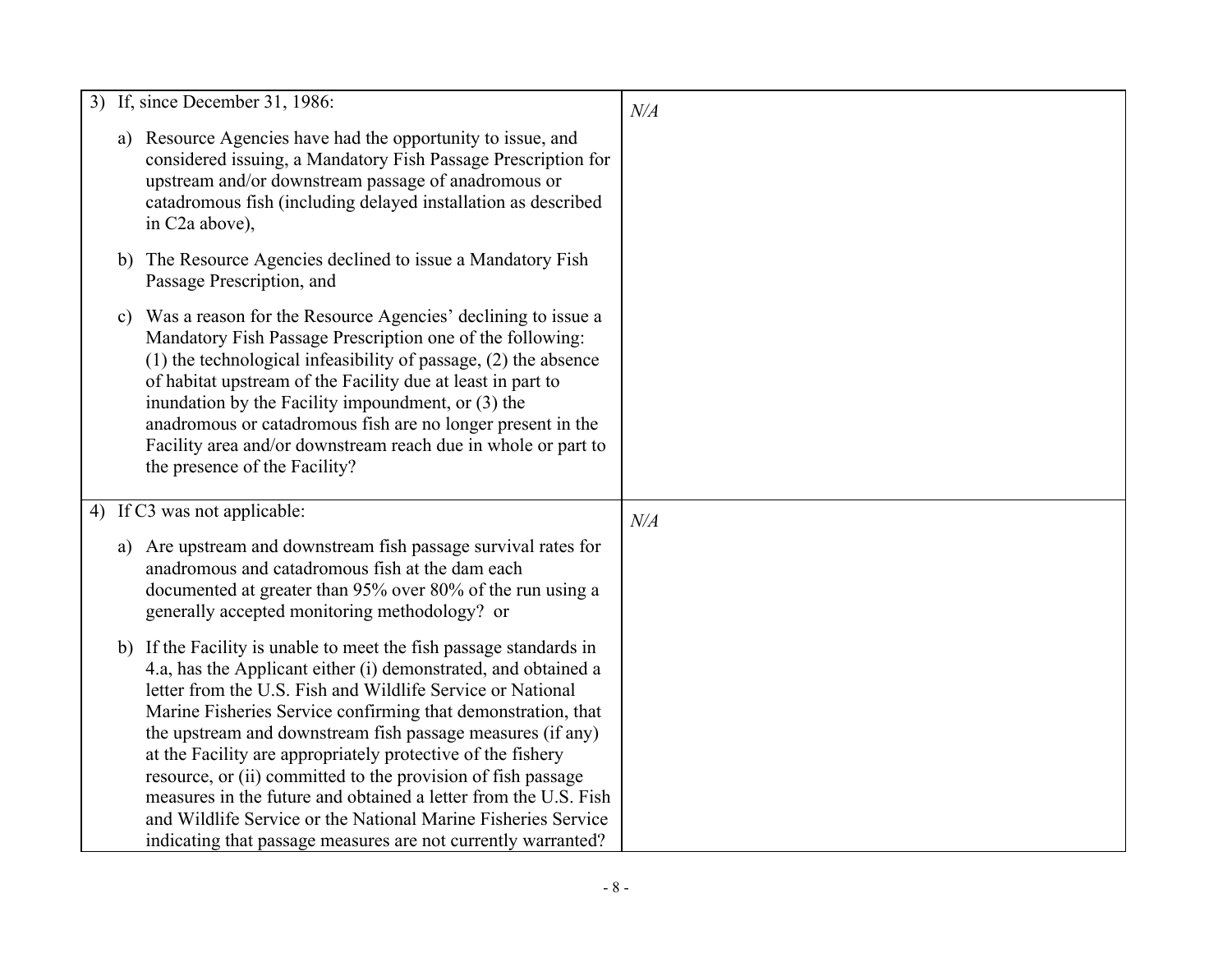| | |
|---|---|
| 3) If, since December 31, 1986:<br><br>a) Resource Agencies have had the opportunity to issue, and considered issuing, a Mandatory Fish Passage Prescription for upstream and/or downstream passage of anadromous or catadromous fish (including delayed installation as described in C2a above),<br><br>b) The Resource Agencies declined to issue a Mandatory Fish Passage Prescription, and<br><br>c) Was a reason for the Resource Agencies' declining to issue a Mandatory Fish Passage Prescription one of the following: (1) the technological infeasibility of passage, (2) the absence of habitat upstream of the Facility due at least in part to inundation by the Facility impoundment, or (3) the anadromous or catadromous fish are no longer present in the Facility area and/or downstream reach due in whole or part to the presence of the Facility? | *N/A* |
| 4) If C3 was not applicable:<br><br>a) Are upstream and downstream fish passage survival rates for anadromous and catadromous fish at the dam each documented at greater than 95% over 80% of the run using a generally accepted monitoring methodology? or<br><br>b) If the Facility is unable to meet the fish passage standards in 4.a, has the Applicant either (i) demonstrated, and obtained a letter from the U.S. Fish and Wildlife Service or National Marine Fisheries Service confirming that demonstration, that the upstream and downstream fish passage measures (if any) at the Facility are appropriately protective of the fishery resource, or (ii) committed to the provision of fish passage measures in the future and obtained a letter from the U.S. Fish and Wildlife Service or the National Marine Fisheries Service indicating that passage measures are not currently warranted? | *N/A* |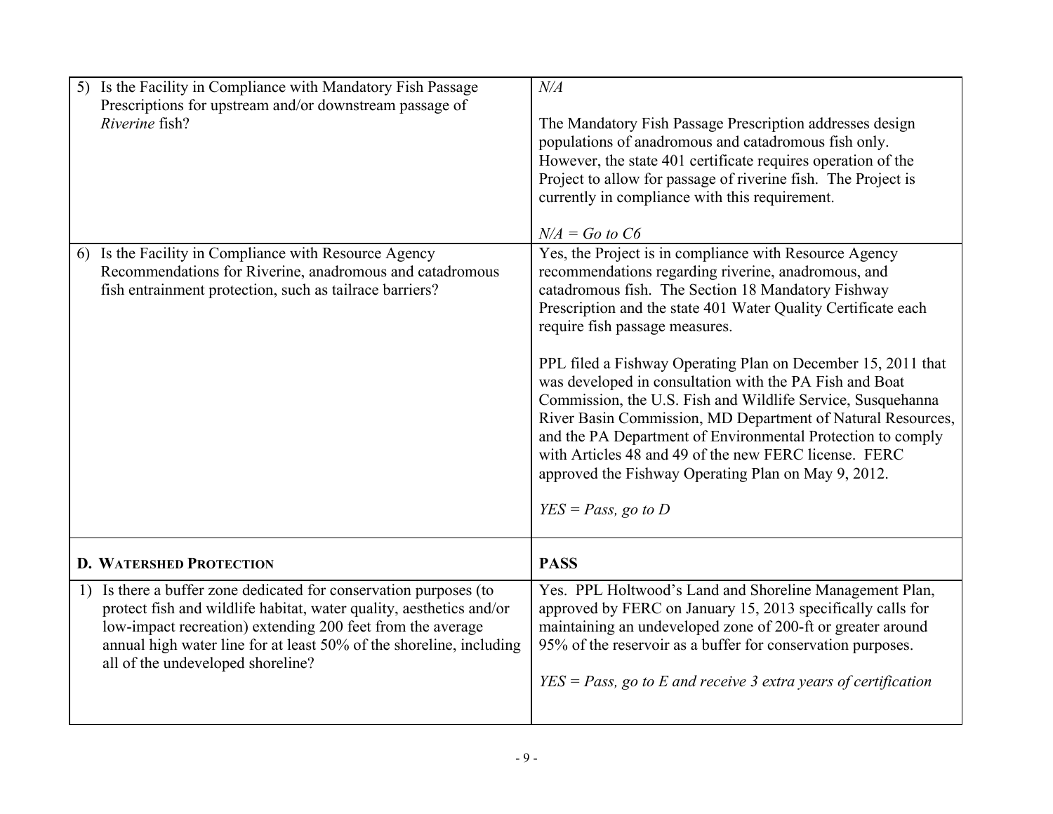| | |
|---|---|
| 5) Is the Facility in Compliance with Mandatory Fish Passage Prescriptions for upstream and/or downstream passage of *Riverine* fish? | *N/A*<br><br>The Mandatory Fish Passage Prescription addresses design populations of anadromous and catadromous fish only. However, the state 401 certificate requires operation of the Project to allow for passage of riverine fish. The Project is currently in compliance with this requirement.<br><br>*N/A = Go to C6* |
| 6) Is the Facility in Compliance with Resource Agency Recommendations for Riverine, anadromous and catadromous fish entrainment protection, such as tailrace barriers? | Yes, the Project is in compliance with Resource Agency recommendations regarding riverine, anadromous, and catadromous fish. The Section 18 Mandatory Fishway Prescription and the state 401 Water Quality Certificate each require fish passage measures.<br><br>PPL filed a Fishway Operating Plan on December 15, 2011 that was developed in consultation with the PA Fish and Boat Commission, the U.S. Fish and Wildlife Service, Susquehanna River Basin Commission, MD Department of Natural Resources, and the PA Department of Environmental Protection to comply with Articles 48 and 49 of the new FERC license. FERC approved the Fishway Operating Plan on May 9, 2012.<br><br>*YES = Pass, go to D* |
| **D. WATERSHED PROTECTION** | **PASS** |
| 1) Is there a buffer zone dedicated for conservation purposes (to protect fish and wildlife habitat, water quality, aesthetics and/or low-impact recreation) extending 200 feet from the average annual high water line for at least 50% of the shoreline, including all of the undeveloped shoreline? | Yes. PPL Holtwood's Land and Shoreline Management Plan, approved by FERC on January 15, 2013 specifically calls for maintaining an undeveloped zone of 200-ft or greater around 95% of the reservoir as a buffer for conservation purposes.<br><br>*YES = Pass, go to E and receive 3 extra years of certification* |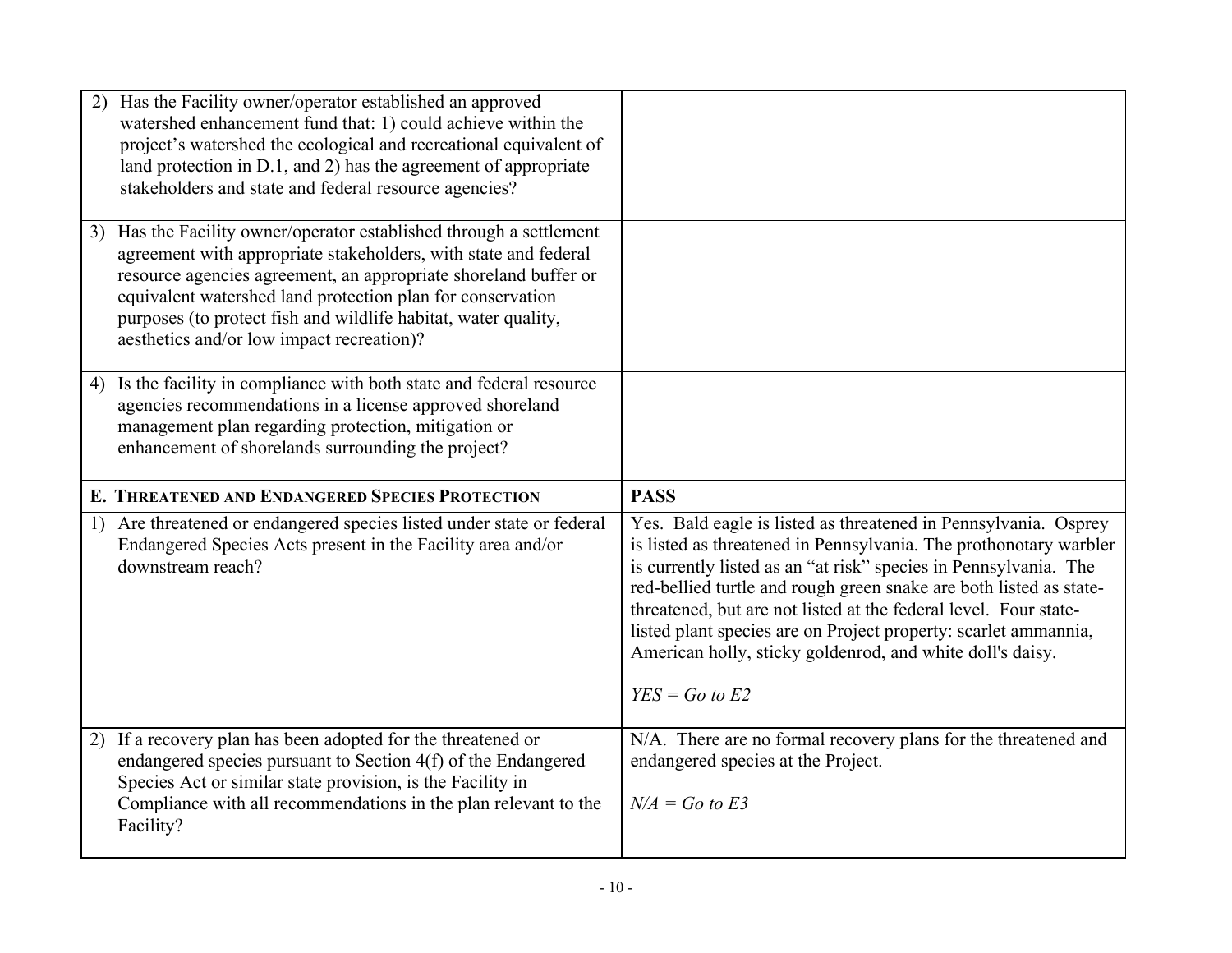| | |
|---|---|
| 2) Has the Facility owner/operator established an approved watershed enhancement fund that: 1) could achieve within the project's watershed the ecological and recreational equivalent of land protection in D.1, and 2) has the agreement of appropriate stakeholders and state and federal resource agencies? | |
| 3) Has the Facility owner/operator established through a settlement agreement with appropriate stakeholders, with state and federal resource agencies agreement, an appropriate shoreland buffer or equivalent watershed land protection plan for conservation purposes (to protect fish and wildlife habitat, water quality, aesthetics and/or low impact recreation)? | |
| 4) Is the facility in compliance with both state and federal resource agencies recommendations in a license approved shoreland management plan regarding protection, mitigation or enhancement of shorelands surrounding the project? | |
| **E. THREATENED AND ENDANGERED SPECIES PROTECTION** | **PASS** |
| 1) Are threatened or endangered species listed under state or federal Endangered Species Acts present in the Facility area and/or downstream reach? | Yes. Bald eagle is listed as threatened in Pennsylvania. Osprey is listed as threatened in Pennsylvania. The prothonotary warbler is currently listed as an "at risk" species in Pennsylvania. The red-bellied turtle and rough green snake are both listed as state-threatened, but are not listed at the federal level. Four state-listed plant species are on Project property: scarlet ammannia, American holly, sticky goldenrod, and white doll's daisy.<br><br>*YES = Go to E2* |
| 2) If a recovery plan has been adopted for the threatened or endangered species pursuant to Section 4(f) of the Endangered Species Act or similar state provision, is the Facility in Compliance with all recommendations in the plan relevant to the Facility? | N/A. There are no formal recovery plans for the threatened and endangered species at the Project.<br><br>*N/A = Go to E3* |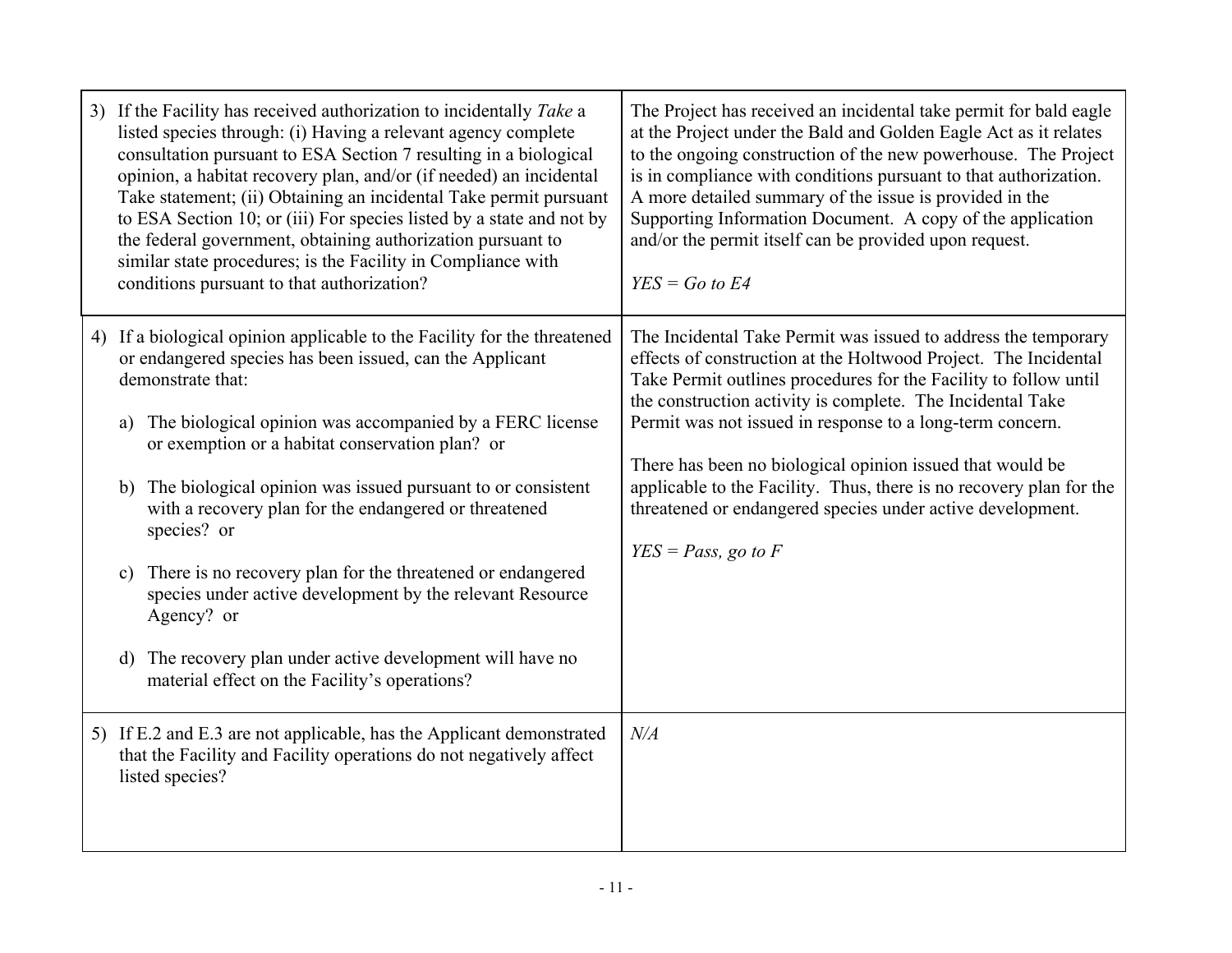| | |
|---|---|
| 3) If the Facility has received authorization to incidentally *Take* a listed species through: (i) Having a relevant agency complete consultation pursuant to ESA Section 7 resulting in a biological opinion, a habitat recovery plan, and/or (if needed) an incidental Take statement; (ii) Obtaining an incidental Take permit pursuant to ESA Section 10; or (iii) For species listed by a state and not by the federal government, obtaining authorization pursuant to similar state procedures; is the Facility in Compliance with conditions pursuant to that authorization? | The Project has received an incidental take permit for bald eagle at the Project under the Bald and Golden Eagle Act as it relates to the ongoing construction of the new powerhouse. The Project is in compliance with conditions pursuant to that authorization. A more detailed summary of the issue is provided in the Supporting Information Document. A copy of the application and/or the permit itself can be provided upon request.<br><br>*YES = Go to E4* |
| 4) If a biological opinion applicable to the Facility for the threatened or endangered species has been issued, can the Applicant demonstrate that:<br><br>a) The biological opinion was accompanied by a FERC license or exemption or a habitat conservation plan? or<br><br>b) The biological opinion was issued pursuant to or consistent with a recovery plan for the endangered or threatened species? or<br><br>c) There is no recovery plan for the threatened or endangered species under active development by the relevant Resource Agency? or<br><br>d) The recovery plan under active development will have no material effect on the Facility's operations? | The Incidental Take Permit was issued to address the temporary effects of construction at the Holtwood Project. The Incidental Take Permit outlines procedures for the Facility to follow until the construction activity is complete. The Incidental Take Permit was not issued in response to a long-term concern.<br><br>There has been no biological opinion issued that would be applicable to the Facility. Thus, there is no recovery plan for the threatened or endangered species under active development.<br><br>*YES = Pass, go to F* |
| 5) If E.2 and E.3 are not applicable, has the Applicant demonstrated that the Facility and Facility operations do not negatively affect listed species? | *N/A* |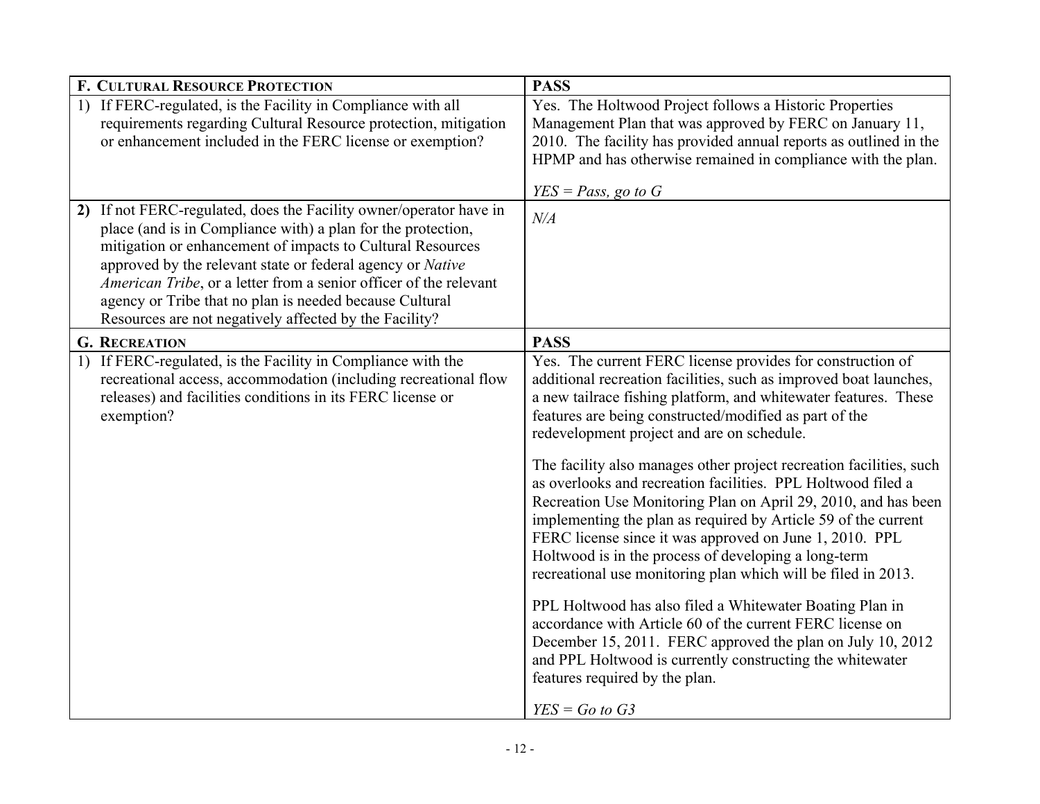| F. CULTURAL RESOURCE PROTECTION | PASS |
|---|---|
| 1) If FERC-regulated, is the Facility in Compliance with all requirements regarding Cultural Resource protection, mitigation or enhancement included in the FERC license or exemption? | Yes. The Holtwood Project follows a Historic Properties Management Plan that was approved by FERC on January 11, 2010. The facility has provided annual reports as outlined in the HPMP and has otherwise remained in compliance with the plan.<br><br>*YES = Pass, go to G* |
| **2)** If not FERC-regulated, does the Facility owner/operator have in place (and is in Compliance with) a plan for the protection, mitigation or enhancement of impacts to Cultural Resources approved by the relevant state or federal agency or *Native American Tribe*, or a letter from a senior officer of the relevant agency or Tribe that no plan is needed because Cultural Resources are not negatively affected by the Facility? | *N/A* |
| **G. RECREATION** | **PASS** |
| 1) If FERC-regulated, is the Facility in Compliance with the recreational access, accommodation (including recreational flow releases) and facilities conditions in its FERC license or exemption? | Yes. The current FERC license provides for construction of additional recreation facilities, such as improved boat launches, a new tailrace fishing platform, and whitewater features. These features are being constructed/modified as part of the redevelopment project and are on schedule.<br><br>The facility also manages other project recreation facilities, such as overlooks and recreation facilities. PPL Holtwood filed a Recreation Use Monitoring Plan on April 29, 2010, and has been implementing the plan as required by Article 59 of the current FERC license since it was approved on June 1, 2010. PPL Holtwood is in the process of developing a long-term recreational use monitoring plan which will be filed in 2013.<br><br>PPL Holtwood has also filed a Whitewater Boating Plan in accordance with Article 60 of the current FERC license on December 15, 2011. FERC approved the plan on July 10, 2012 and PPL Holtwood is currently constructing the whitewater features required by the plan.<br><br>*YES = Go to G3* |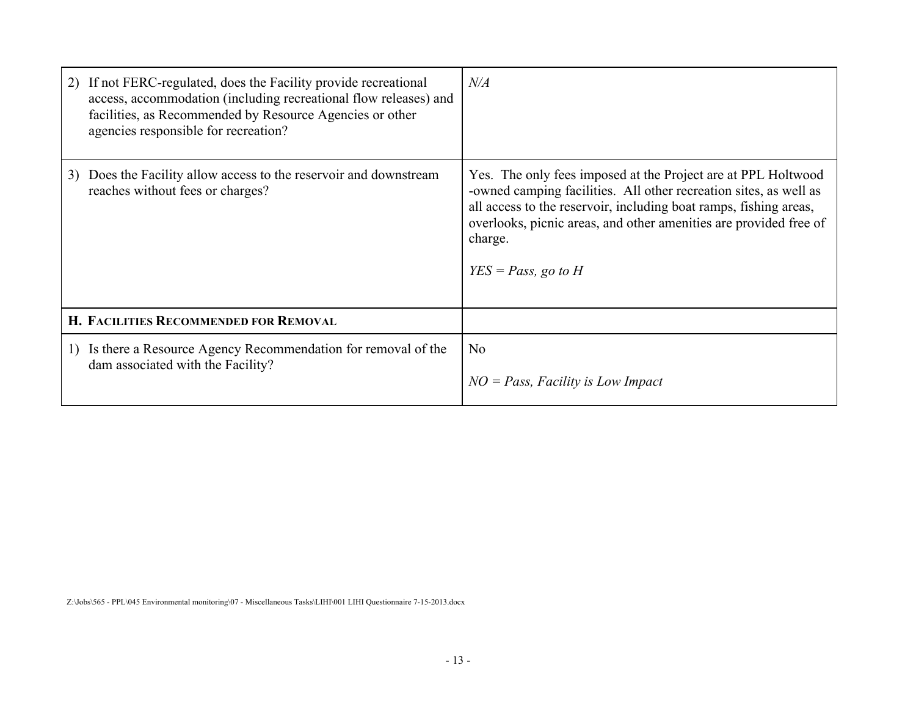| | |
|---|---|
| 2) If not FERC-regulated, does the Facility provide recreational access, accommodation (including recreational flow releases) and facilities, as Recommended by Resource Agencies or other agencies responsible for recreation? | *N/A* |
| 3) Does the Facility allow access to the reservoir and downstream reaches without fees or charges? | Yes. The only fees imposed at the Project are at PPL Holtwood -owned camping facilities. All other recreation sites, as well as all access to the reservoir, including boat ramps, fishing areas, overlooks, picnic areas, and other amenities are provided free of charge.<br><br>*YES = Pass, go to H* |
| **H. FACILITIES RECOMMENDED FOR REMOVAL** | |
| 1) Is there a Resource Agency Recommendation for removal of the dam associated with the Facility? | No<br><br>*NO = Pass, Facility is Low Impact* |

Z:\Jobs\565 - PPL\045 Environmental monitoring\07 - Miscellaneous Tasks\LIHI\001 LIHI Questionnaire 7-15-2013.docx